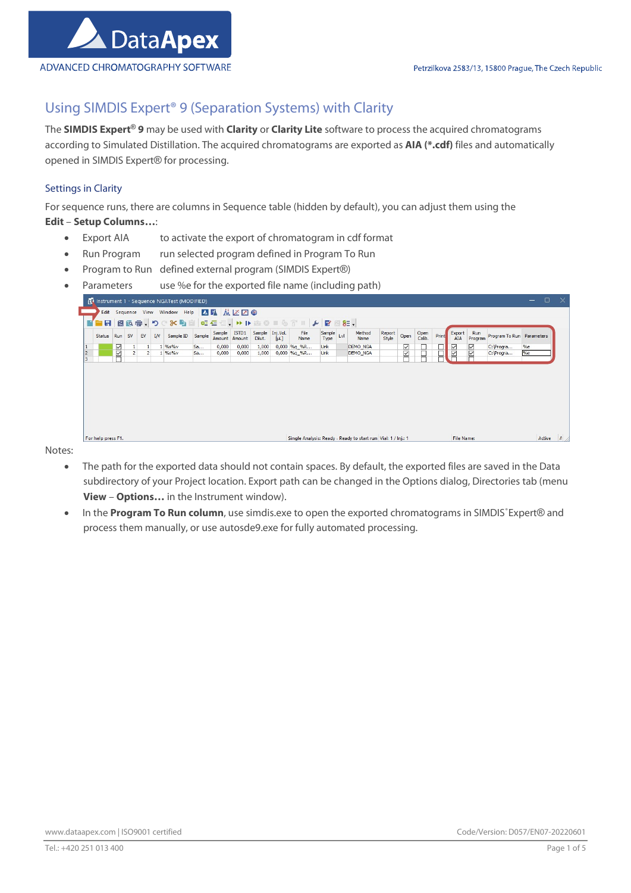# Using SIMDIS Expert® 9 (Separation Systems) with Clarity

The **SIMDIS Expert® 9** may be used with **Clarity** or **Clarity Lite** software to process the acquired chromatograms according to Simulated Distillation. The acquired chromatograms are exported as **AIA (*.cdf)** files and automatically opened in SIMDIS Expert® for processing.

## Settings in Clarity

For sequence runs, there are columns in Sequence table (hidden by default), you can adjust them using the **Edit** – **Setup Columns…**:

- Export AIA — to activate the export of chromatogram in cdf format
- Run Program — run selected program defined in Program To Run
- Program to Run — defined external program (SIMDIS Expert®)
- Parameters — use %e for the exported file name (including path)

Notes:

- The path for the exported data should not contain spaces. By default, the exported files are saved in the Data subdirectory of your Project location. Export path can be changed in the Options dialog, Directories tab (menu **View** – **Options…** in the Instrument window).
- In the **Program To Run column**, use simdis.exe to open the exported chromatograms in SIMDIS Expert® and process them manually, or use autosde9.exe for fully automated processing.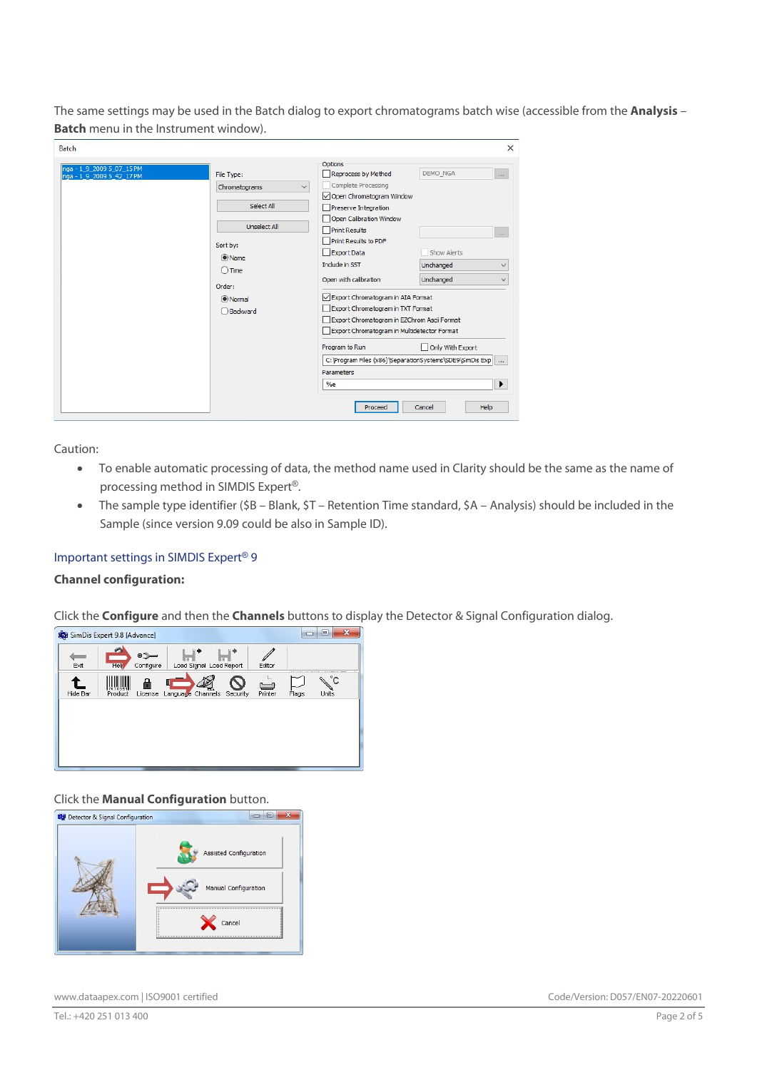The same settings may be used in the Batch dialog to export chromatograms batch wise (accessible from the **Analysis** – **Batch** menu in the Instrument window).

Caution:

- To enable automatic processing of data, the method name used in Clarity should be the same as the name of processing method in SIMDIS Expert®.
- The sample type identifier ($B – Blank, $T – Retention Time standard, $A – Analysis) should be included in the Sample (since version 9.09 could be also in Sample ID).

## Important settings in SIMDIS Expert® 9

**Channel configuration:**

Click the **Configure** and then the **Channels** buttons to display the Detector & Signal Configuration dialog.

Click the **Manual Configuration** button.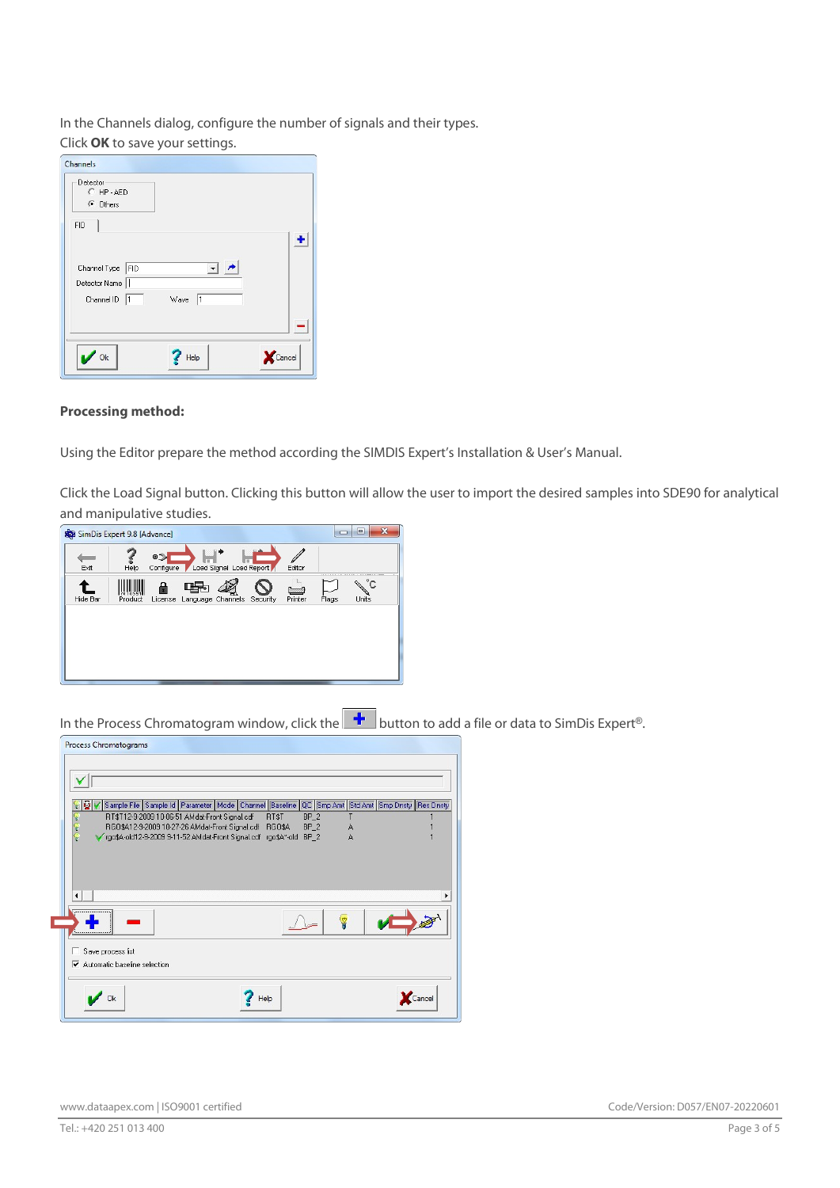In the Channels dialog, configure the number of signals and their types.

Click **OK** to save your settings.

**Processing method:**

Using the Editor prepare the method according the SIMDIS Expert's Installation & User's Manual.

Click the Load Signal button. Clicking this button will allow the user to import the desired samples into SDE90 for analytical and manipulative studies.

In the Process Chromatogram window, click the button to add a file or data to SimDis Expert®.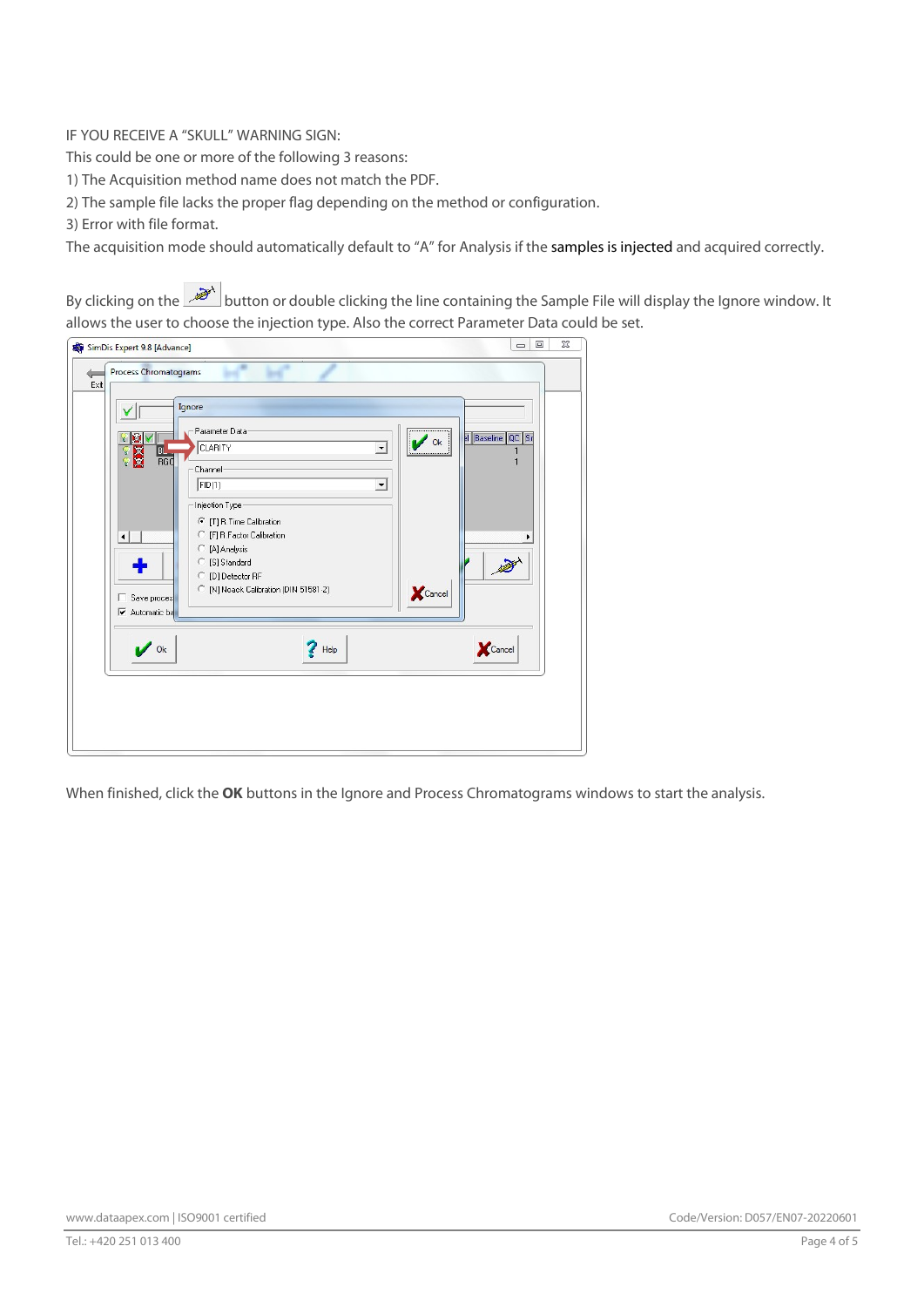IF YOU RECEIVE A “SKULL” WARNING SIGN:

This could be one or more of the following 3 reasons:

1) The Acquisition method name does not match the PDF.
2) The sample file lacks the proper flag depending on the method or configuration.
3) Error with file format.

The acquisition mode should automatically default to “A” for Analysis if the samples is injected and acquired correctly.

By clicking on the button or double clicking the line containing the Sample File will display the Ignore window. It allows the user to choose the injection type. Also the correct Parameter Data could be set.

When finished, click the **OK** buttons in the Ignore and Process Chromatograms windows to start the analysis.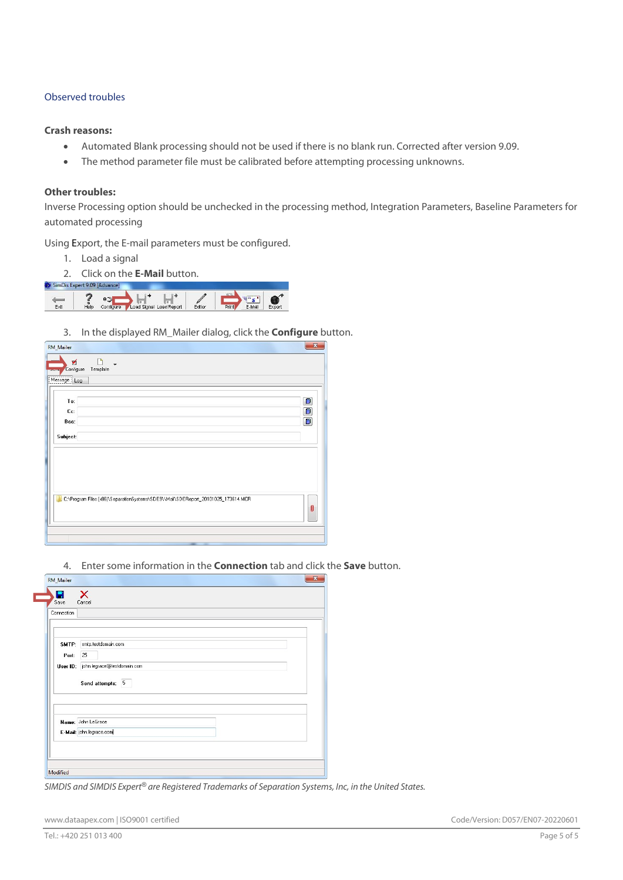## Observed troubles

**Crash reasons:**

- Automated Blank processing should not be used if there is no blank run. Corrected after version 9.09.
- The method parameter file must be calibrated before attempting processing unknowns.

**Other troubles:**

Inverse Processing option should be unchecked in the processing method, Integration Parameters, Baseline Parameters for automated processing

Using Export, the E-mail parameters must be configured.

1. Load a signal
2. Click on the **E-Mail** button.
3. In the displayed RM_Mailer dialog, click the **Configure** button.
4. Enter some information in the **Connection** tab and click the **Save** button.

*SIMDIS and SIMDIS Expert® are Registered Trademarks of Separation Systems, Inc, in the United States.*